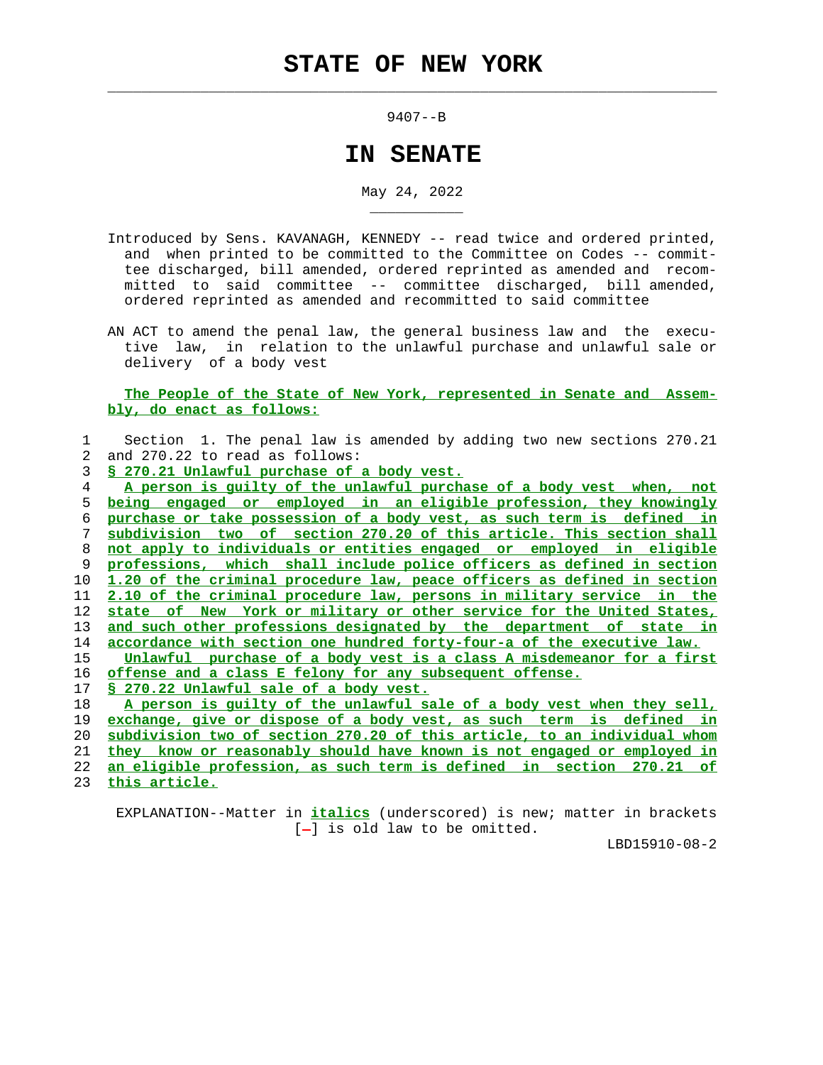# STATE OF NEW YORK

9407--B

# IN SENATE

May 24, 2022

Introduced by Sens. KAVANAGH, KENNEDY -- read twice and ordered printed, and when printed to be committed to the Committee on Codes -- committee discharged, bill amended, ordered reprinted as amended and recommitted to said committee -- committee discharged, bill amended, ordered reprinted as amended and recommitted to said committee

AN ACT to amend the penal law, the general business law and the executive law, in relation to the unlawful purchase and unlawful sale or delivery of a body vest

**The People of the State of New York, represented in Senate and Assembly, do enact as follows:**

Section 1. The penal law is amended by adding two new sections 270.21 and 270.22 to read as follows:

*§ 270.21 Unlawful purchase of a body vest.*

*A person is guilty of the unlawful purchase of a body vest when, not being engaged or employed in an eligible profession, they knowingly purchase or take possession of a body vest, as such term is defined in subdivision two of section 270.20 of this article. This section shall not apply to individuals or entities engaged or employed in eligible professions, which shall include police officers as defined in section 1.20 of the criminal procedure law, peace officers as defined in section 2.10 of the criminal procedure law, persons in military service in the state of New York or military or other service for the United States, and such other professions designated by the department of state in accordance with section one hundred forty-four-a of the executive law.*

*Unlawful purchase of a body vest is a class A misdemeanor for a first offense and a class E felony for any subsequent offense.*

*§ 270.22 Unlawful sale of a body vest.*

*A person is guilty of the unlawful sale of a body vest when they sell, exchange, give or dispose of a body vest, as such term is defined in subdivision two of section 270.20 of this article, to an individual whom they know or reasonably should have known is not engaged or employed in an eligible profession, as such term is defined in section 270.21 of this article.*

EXPLANATION--Matter in *italics* (underscored) is new; matter in brackets [-] is old law to be omitted.

LBD15910-08-2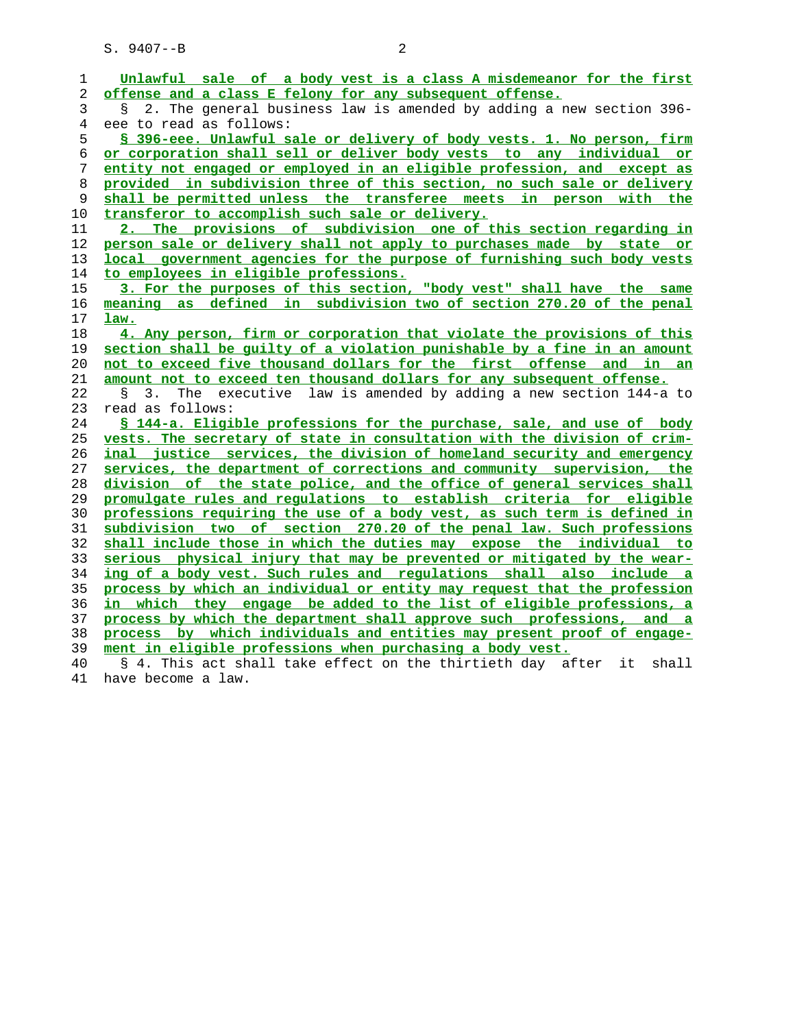Unlawful sale of a body vest is a class A misdemeanor for the first offense and a class E felony for any subsequent offense.

§ 2. The general business law is amended by adding a new section 396-eee to read as follows:

§ 396-eee. Unlawful sale or delivery of body vests. 1. No person, firm or corporation shall sell or deliver body vests to any individual or entity not engaged or employed in an eligible profession, and except as provided in subdivision three of this section, no such sale or delivery shall be permitted unless the transferee meets in person with the transferor to accomplish such sale or delivery.

2. The provisions of subdivision one of this section regarding in person sale or delivery shall not apply to purchases made by state or local government agencies for the purpose of furnishing such body vests to employees in eligible professions.

3. For the purposes of this section, "body vest" shall have the same meaning as defined in subdivision two of section 270.20 of the penal law.

4. Any person, firm or corporation that violate the provisions of this section shall be guilty of a violation punishable by a fine in an amount not to exceed five thousand dollars for the first offense and in an amount not to exceed ten thousand dollars for any subsequent offense.

§ 3. The executive law is amended by adding a new section 144-a to read as follows:

§ 144-a. Eligible professions for the purchase, sale, and use of body vests. The secretary of state in consultation with the division of criminal justice services, the division of homeland security and emergency services, the department of corrections and community supervision, the division of the state police, and the office of general services shall promulgate rules and regulations to establish criteria for eligible professions requiring the use of a body vest, as such term is defined in subdivision two of section 270.20 of the penal law. Such professions shall include those in which the duties may expose the individual to serious physical injury that may be prevented or mitigated by the wearing of a body vest. Such rules and regulations shall also include a process by which an individual or entity may request that the profession in which they engage be added to the list of eligible professions, a process by which the department shall approve such professions, and a process by which individuals and entities may present proof of engagement in eligible professions when purchasing a body vest.

§ 4. This act shall take effect on the thirtieth day after it shall have become a law.